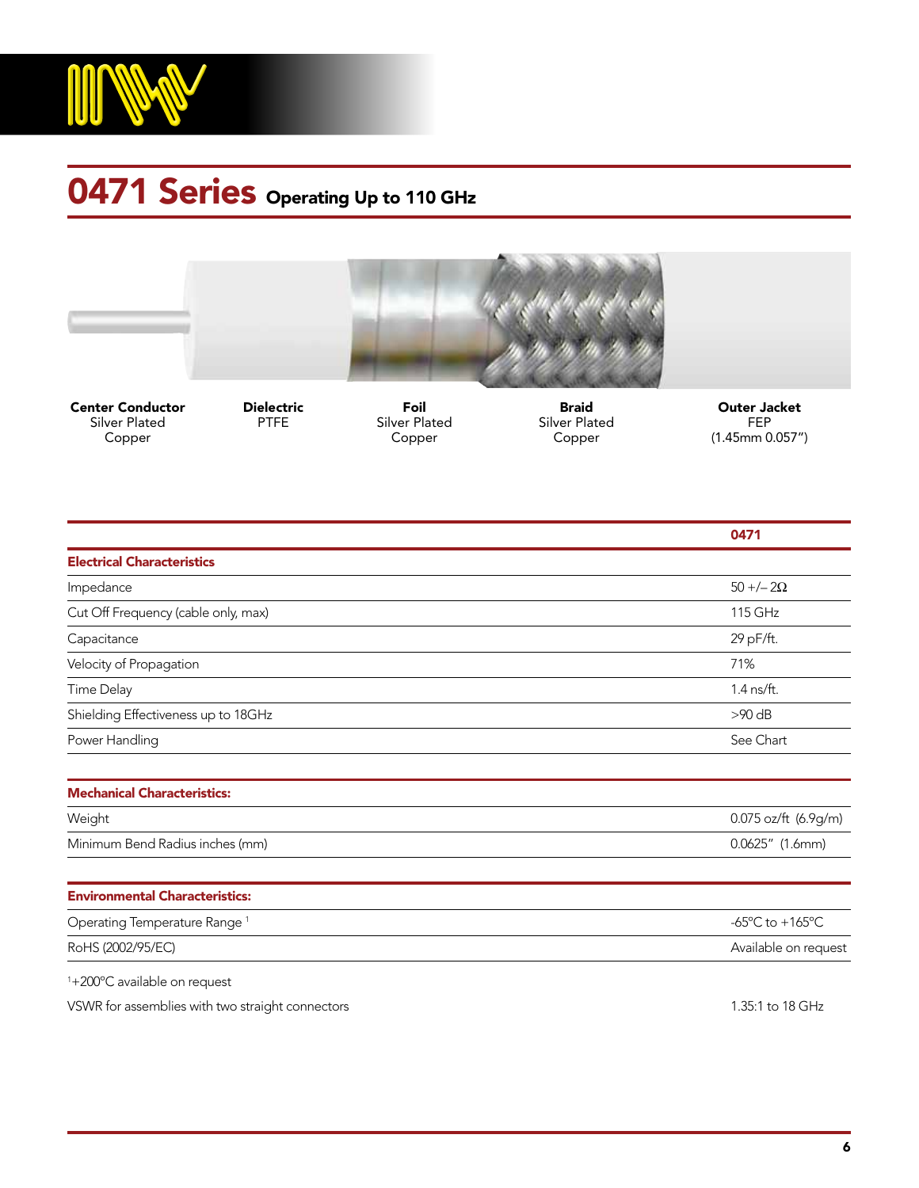# 0471 Series Operating Up to 110 GHz

| Center Conductor | Dielectric | Foil | Braid | Outer Jacket |
|---|---|---|---|---|
| Silver Plated Copper | PTFE | Silver Plated Copper | Silver Plated Copper | FEP (1.45mm 0.057") |

| | 0471 |
|---|---|
| **Electrical Characteristics** | |
| Impedance | 50 +/– 2Ω |
| Cut Off Frequency (cable only, max) | 115 GHz |
| Capacitance | 29 pF/ft. |
| Velocity of Propagation | 71% |
| Time Delay | 1.4 ns/ft. |
| Shielding Effectiveness up to 18GHz | >90 dB |
| Power Handling | See Chart |
| **Mechanical Characteristics:** | |
| Weight | 0.075 oz/ft (6.9g/m) |
| Minimum Bend Radius inches (mm) | 0.0625" (1.6mm) |
| **Environmental Characteristics:** | |
| Operating Temperature Range [1] | -65°C to +165°C |
| RoHS (2002/95/EC) | Available on request |

[1] +200°C available on request

VSWR for assemblies with two straight connectors — 1.35:1 to 18 GHz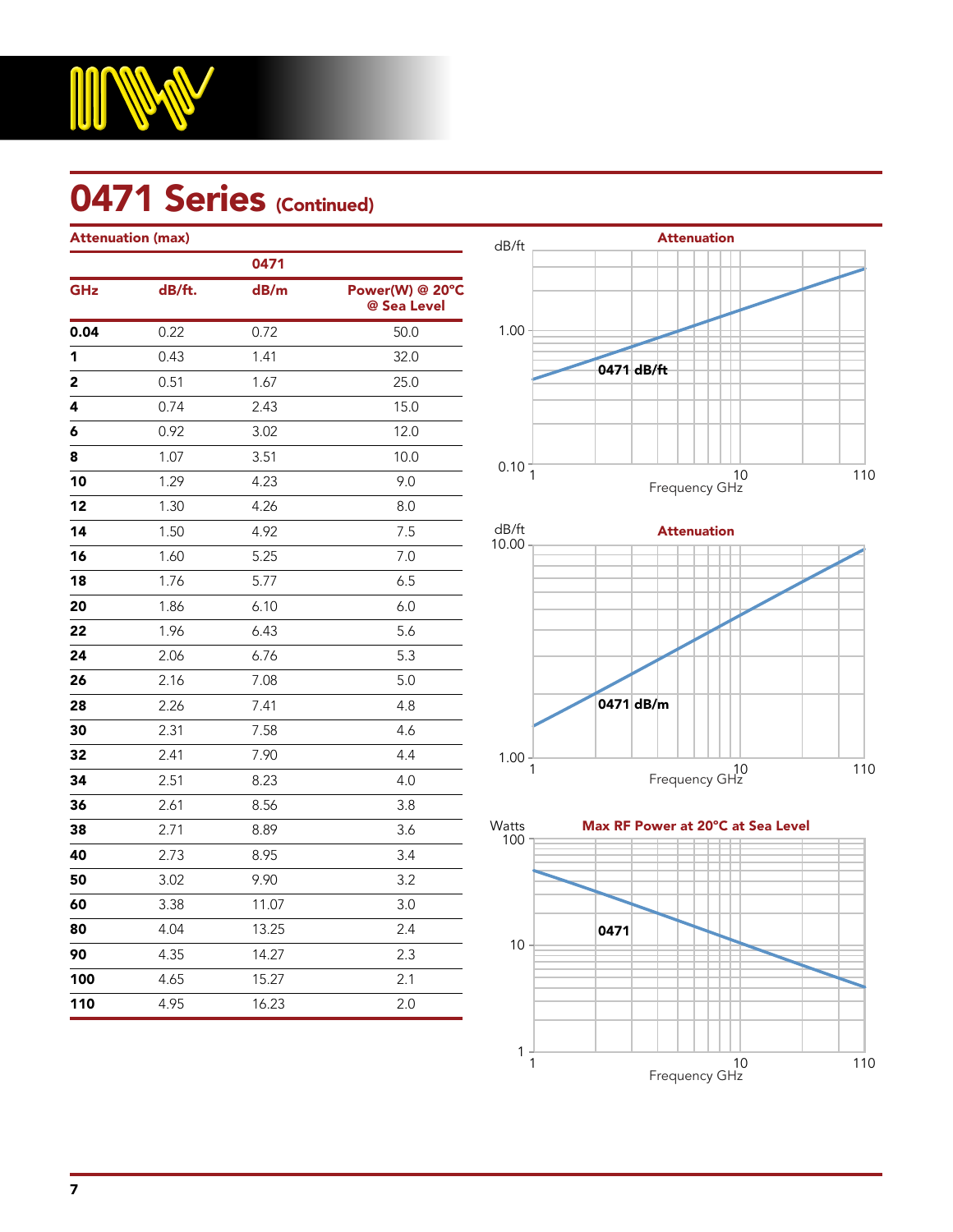# 0471 Series (Continued)

**Attenuation (max)**

| | 0471 | | |
|---|---|---|---|
| GHz | dB/ft. | dB/m | Power(W) @ 20°C @ Sea Level |
| **0.04** | 0.22 | 0.72 | 50.0 |
| **1** | 0.43 | 1.41 | 32.0 |
| **2** | 0.51 | 1.67 | 25.0 |
| **4** | 0.74 | 2.43 | 15.0 |
| **6** | 0.92 | 3.02 | 12.0 |
| **8** | 1.07 | 3.51 | 10.0 |
| **10** | 1.29 | 4.23 | 9.0 |
| **12** | 1.30 | 4.26 | 8.0 |
| **14** | 1.50 | 4.92 | 7.5 |
| **16** | 1.60 | 5.25 | 7.0 |
| **18** | 1.76 | 5.77 | 6.5 |
| **20** | 1.86 | 6.10 | 6.0 |
| **22** | 1.96 | 6.43 | 5.6 |
| **24** | 2.06 | 6.76 | 5.3 |
| **26** | 2.16 | 7.08 | 5.0 |
| **28** | 2.26 | 7.41 | 4.8 |
| **30** | 2.31 | 7.58 | 4.6 |
| **32** | 2.41 | 7.90 | 4.4 |
| **34** | 2.51 | 8.23 | 4.0 |
| **36** | 2.61 | 8.56 | 3.8 |
| **38** | 2.71 | 8.89 | 3.6 |
| **40** | 2.73 | 8.95 | 3.4 |
| **50** | 3.02 | 9.90 | 3.2 |
| **60** | 3.38 | 11.07 | 3.0 |
| **80** | 4.04 | 13.25 | 2.4 |
| **90** | 4.35 | 14.27 | 2.3 |
| **100** | 4.65 | 15.27 | 2.1 |
| **110** | 4.95 | 16.23 | 2.0 |

**Attenuation**

dB/ft
1.00
0.10
0471 dB/ft
1
10
110
Frequency GHz

**Attenuation**

dB/ft
10.00
1.00
0471 dB/m
1
10
110
Frequency GHz

**Max RF Power at 20°C at Sea Level**

Watts
100
10
1
0471
1
10
110
Frequency GHz